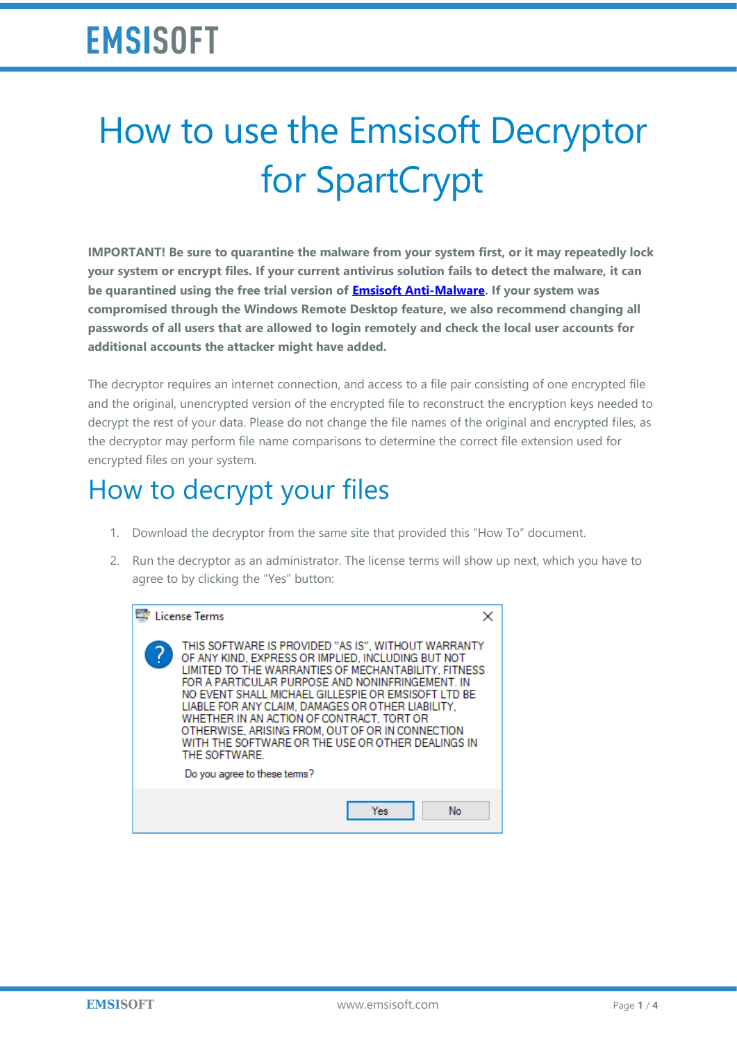# How to use the Emsisoft Decryptor for SpartCrypt

**IMPORTANT! Be sure to quarantine the malware from your system first, or it may repeatedly lock your system or encrypt files. If your current antivirus solution fails to detect the malware, it can be quarantined using the free trial version of [Emsisoft Anti-Malware]. If your system was compromised through the Windows Remote Desktop feature, we also recommend changing all passwords of all users that are allowed to login remotely and check the local user accounts for additional accounts the attacker might have added.**

The decryptor requires an internet connection, and access to a file pair consisting of one encrypted file and the original, unencrypted version of the encrypted file to reconstruct the encryption keys needed to decrypt the rest of your data. Please do not change the file names of the original and encrypted files, as the decryptor may perform file name comparisons to determine the correct file extension used for encrypted files on your system.

## How to decrypt your files

1. Download the decryptor from the same site that provided this "How To" document.
2. Run the decryptor as an administrator. The license terms will show up next, which you have to agree to by clicking the "Yes" button:

> **License Terms**
>
> THIS SOFTWARE IS PROVIDED "AS IS", WITHOUT WARRANTY OF ANY KIND, EXPRESS OR IMPLIED, INCLUDING BUT NOT LIMITED TO THE WARRANTIES OF MECHANTABILITY, FITNESS FOR A PARTICULAR PURPOSE AND NONINFRINGEMENT. IN NO EVENT SHALL MICHAEL GILLESPIE OR EMSISOFT LTD BE LIABLE FOR ANY CLAIM, DAMAGES OR OTHER LIABILITY, WHETHER IN AN ACTION OF CONTRACT, TORT OR OTHERWISE, ARISING FROM, OUT OF OR IN CONNECTION WITH THE SOFTWARE OR THE USE OR OTHER DEALINGS IN THE SOFTWARE.
>
> Do you agree to these terms?
>
> Yes | No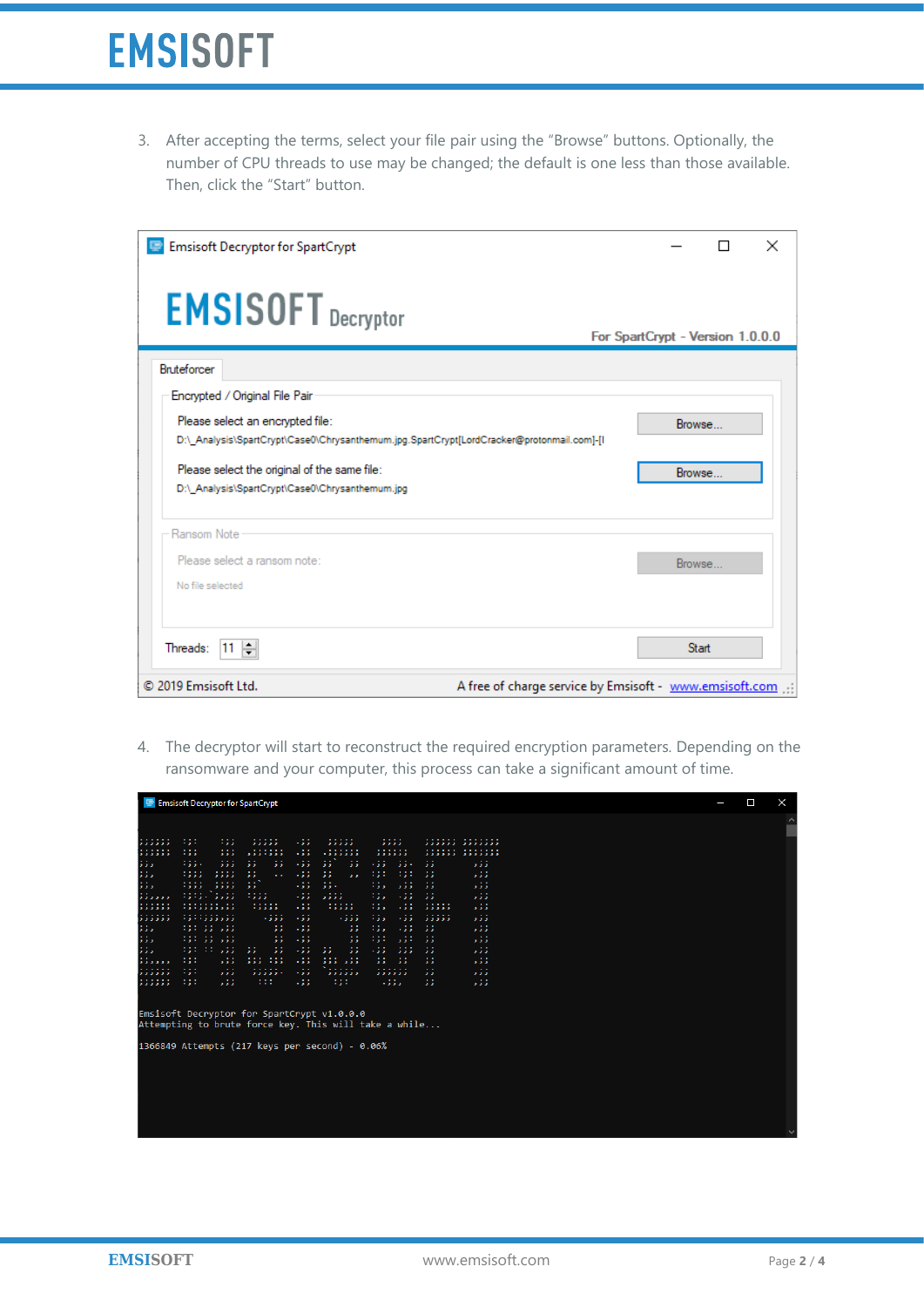3. After accepting the terms, select your file pair using the "Browse" buttons. Optionally, the number of CPU threads to use may be changed; the default is one less than those available. Then, click the "Start" button.

4. The decryptor will start to reconstruct the required encryption parameters. Depending on the ransomware and your computer, this process can take a significant amount of time.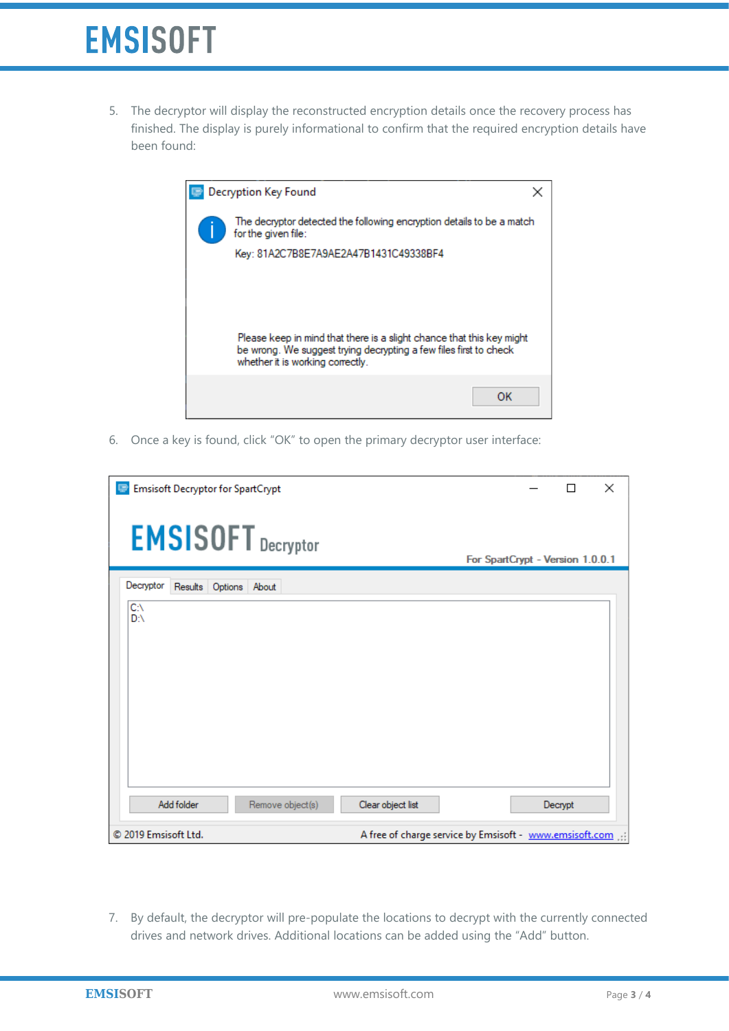5. The decryptor will display the reconstructed encryption details once the recovery process has finished. The display is purely informational to confirm that the required encryption details have been found:

6. Once a key is found, click “OK” to open the primary decryptor user interface:

7. By default, the decryptor will pre-populate the locations to decrypt with the currently connected drives and network drives. Additional locations can be added using the “Add” button.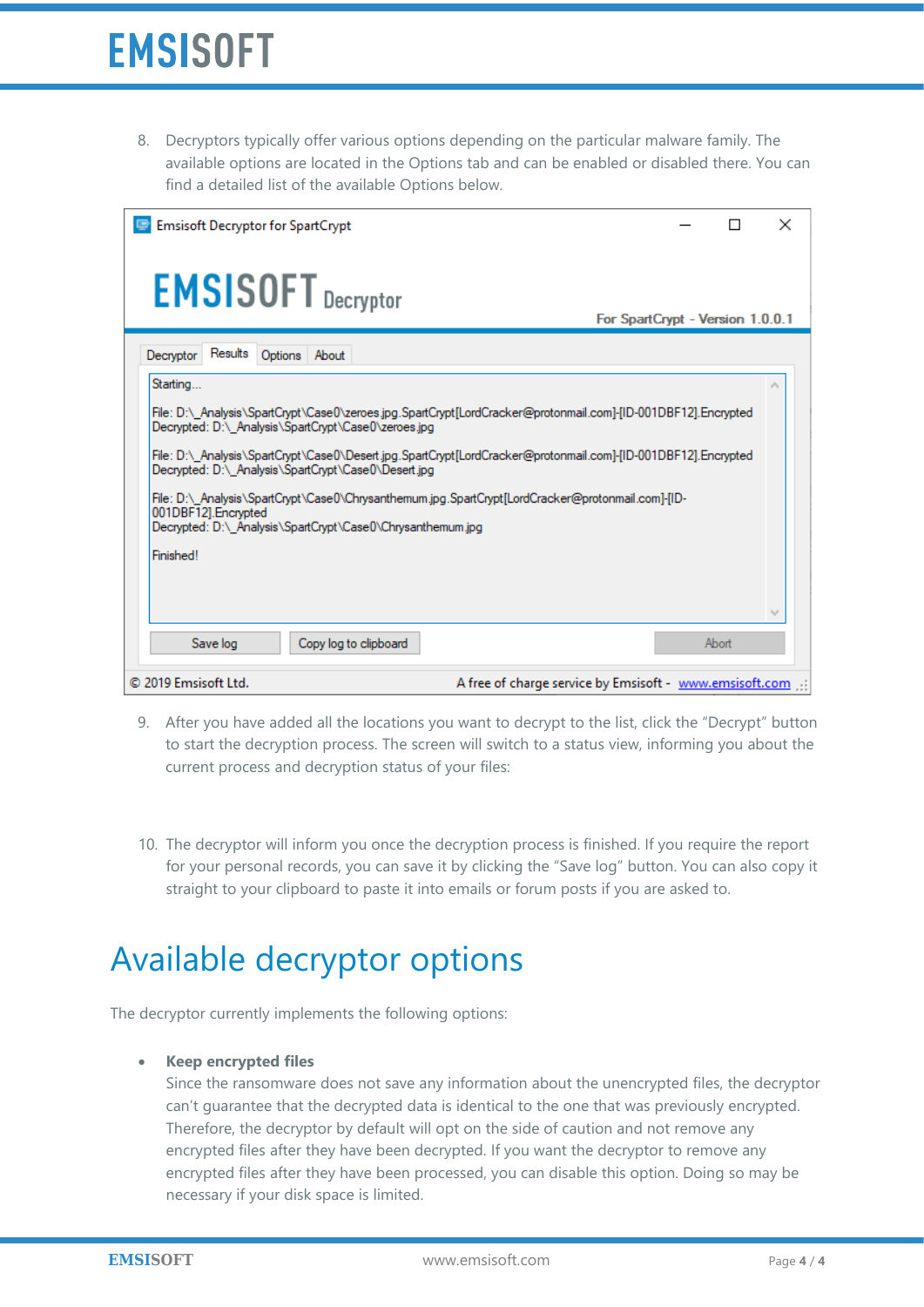8. Decryptors typically offer various options depending on the particular malware family. The available options are located in the Options tab and can be enabled or disabled there. You can find a detailed list of the available Options below.

9. After you have added all the locations you want to decrypt to the list, click the "Decrypt" button to start the decryption process. The screen will switch to a status view, informing you about the current process and decryption status of your files:

10. The decryptor will inform you once the decryption process is finished. If you require the report for your personal records, you can save it by clicking the "Save log" button. You can also copy it straight to your clipboard to paste it into emails or forum posts if you are asked to.

# Available decryptor options

The decryptor currently implements the following options:

- **Keep encrypted files**
  Since the ransomware does not save any information about the unencrypted files, the decryptor can't guarantee that the decrypted data is identical to the one that was previously encrypted. Therefore, the decryptor by default will opt on the side of caution and not remove any encrypted files after they have been decrypted. If you want the decryptor to remove any encrypted files after they have been processed, you can disable this option. Doing so may be necessary if your disk space is limited.